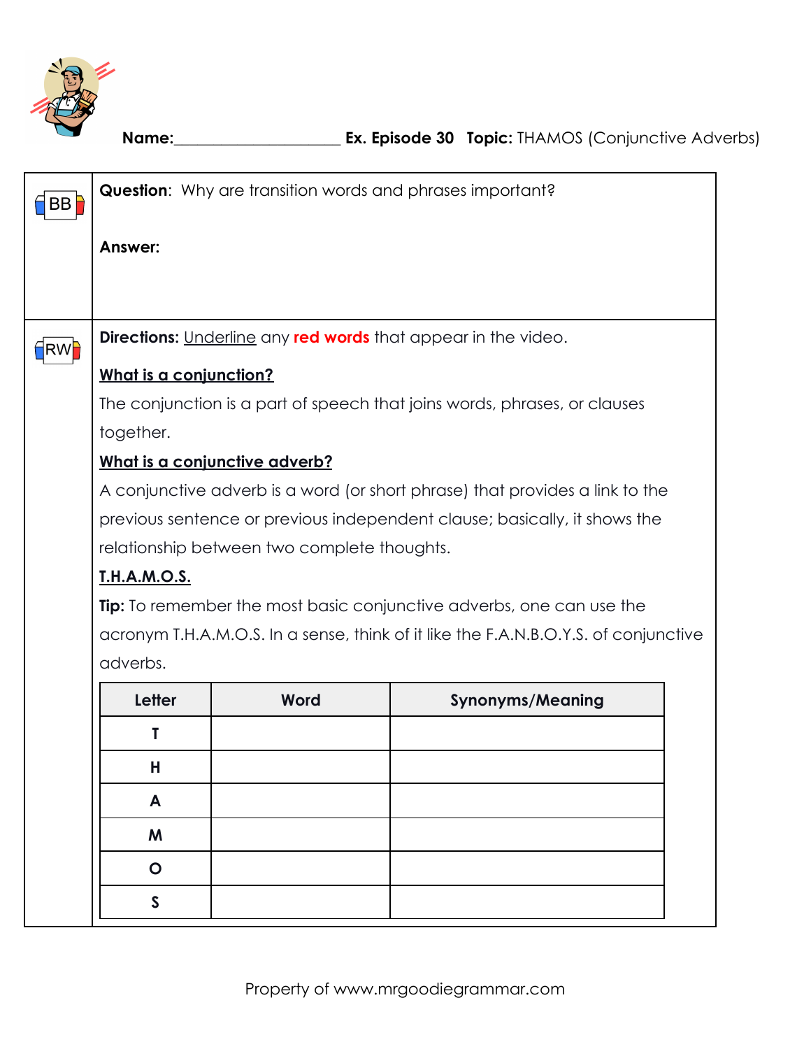**Name:**____________________ **Ex. Episode 30** **Topic:** THAMOS (Conjunctive Adverbs)

BB

**Question**: Why are transition words and phrases important?

**Answer:**

RW

**Directions:** Underline any **red words** that appear in the video.

**What is a conjunction?**

The conjunction is a part of speech that joins words, phrases, or clauses together.

**What is a conjunctive adverb?**

A conjunctive adverb is a word (or short phrase) that provides a link to the previous sentence or previous independent clause; basically, it shows the relationship between two complete thoughts.

**T.H.A.M.O.S.**

**Tip:** To remember the most basic conjunctive adverbs, one can use the acronym T.H.A.M.O.S. In a sense, think of it like the F.A.N.B.O.Y.S. of conjunctive adverbs.

| Letter | Word | Synonyms/Meaning |
|---|---|---|
| T | | |
| H | | |
| A | | |
| M | | |
| O | | |
| S | | |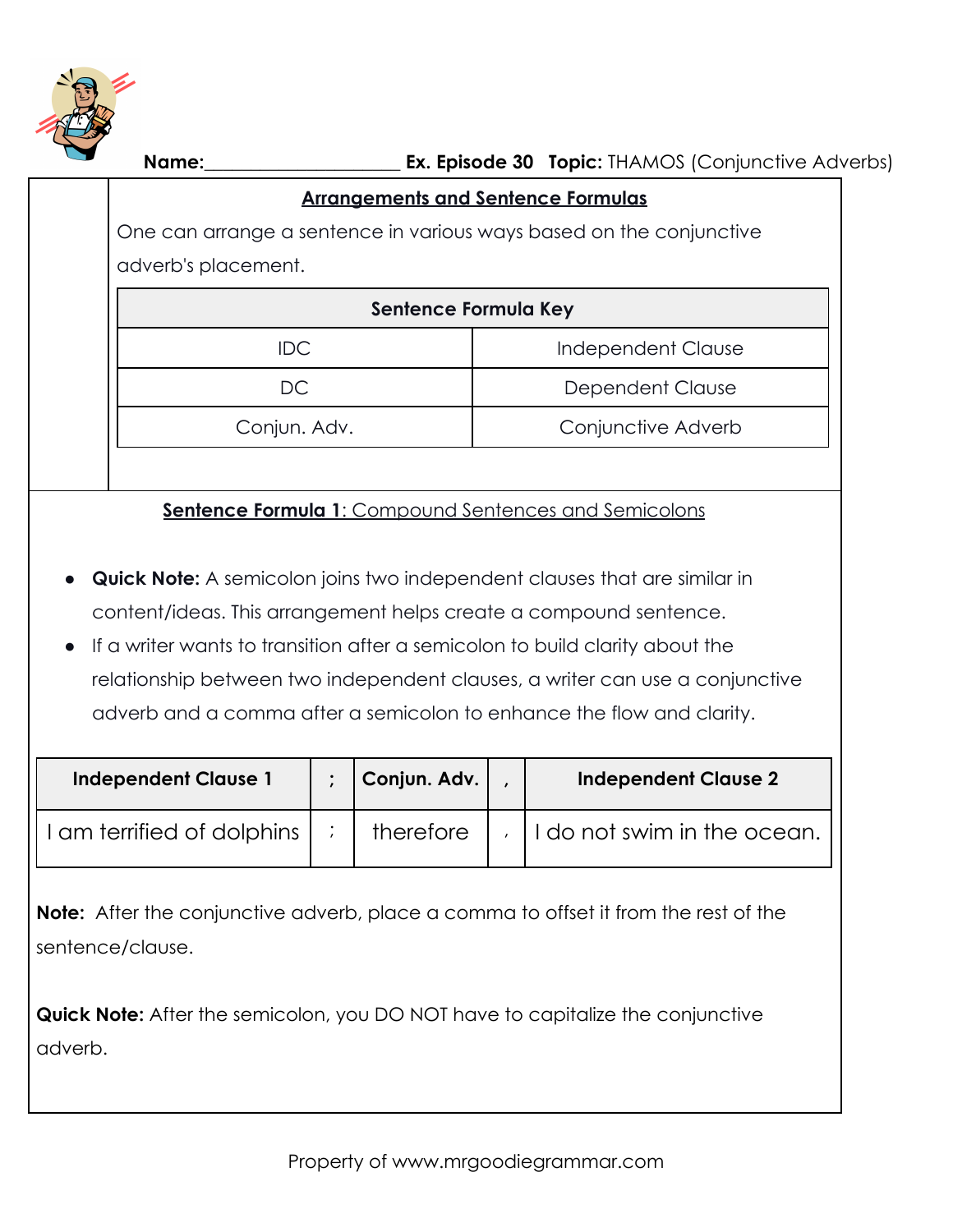**Name:**____________________ **Ex. Episode 30** **Topic:** THAMOS (Conjunctive Adverbs)

## Arrangements and Sentence Formulas

One can arrange a sentence in various ways based on the conjunctive adverb's placement.

| Sentence Formula Key | |
|---|---|
| IDC | Independent Clause |
| DC | Dependent Clause |
| Conjun. Adv. | Conjunctive Adverb |

### Sentence Formula 1: Compound Sentences and Semicolons

- **Quick Note:** A semicolon joins two independent clauses that are similar in content/ideas. This arrangement helps create a compound sentence.
- If a writer wants to transition after a semicolon to build clarity about the relationship between two independent clauses, a writer can use a conjunctive adverb and a comma after a semicolon to enhance the flow and clarity.

| Independent Clause 1 | ; | Conjun. Adv. | , | Independent Clause 2 |
|---|---|---|---|---|
| I am terrified of dolphins | ; | therefore | , | I do not swim in the ocean. |

**Note:** After the conjunctive adverb, place a comma to offset it from the rest of the sentence/clause.

**Quick Note:** After the semicolon, you DO NOT have to capitalize the conjunctive adverb.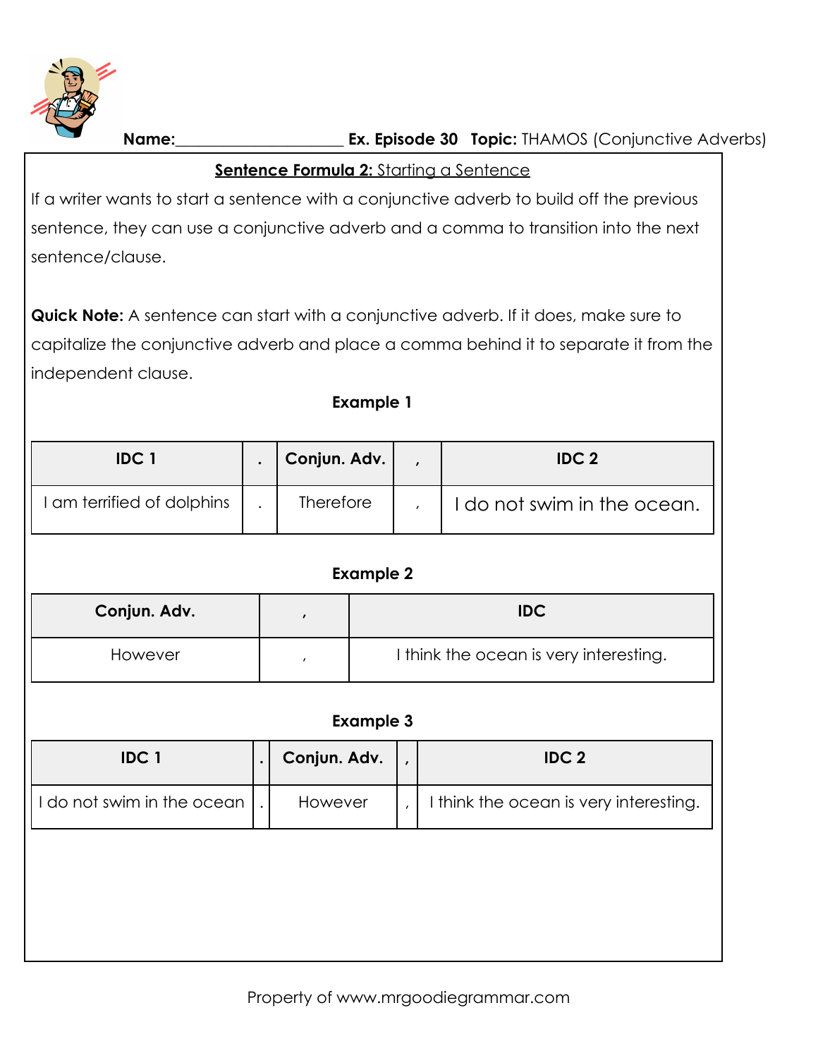**Name:**_____________________ **Ex. Episode 30** **Topic:** THAMOS (Conjunctive Adverbs)

**Sentence Formula 2:** Starting a Sentence

If a writer wants to start a sentence with a conjunctive adverb to build off the previous sentence, they can use a conjunctive adverb and a comma to transition into the next sentence/clause.

**Quick Note:** A sentence can start with a conjunctive adverb. If it does, make sure to capitalize the conjunctive adverb and place a comma behind it to separate it from the independent clause.

**Example 1**

| IDC 1 | . | Conjun. Adv. | , | IDC 2 |
|---|---|---|---|---|
| I am terrified of dolphins | . | Therefore | , | I do not swim in the ocean. |

**Example 2**

| Conjun. Adv. | , | IDC |
|---|---|---|
| However | , | I think the ocean is very interesting. |

**Example 3**

| IDC 1 | . | Conjun. Adv. | , | IDC 2 |
|---|---|---|---|---|
| I do not swim in the ocean | . | However | , | I think the ocean is very interesting. |

Property of www.mrgoodiegrammar.com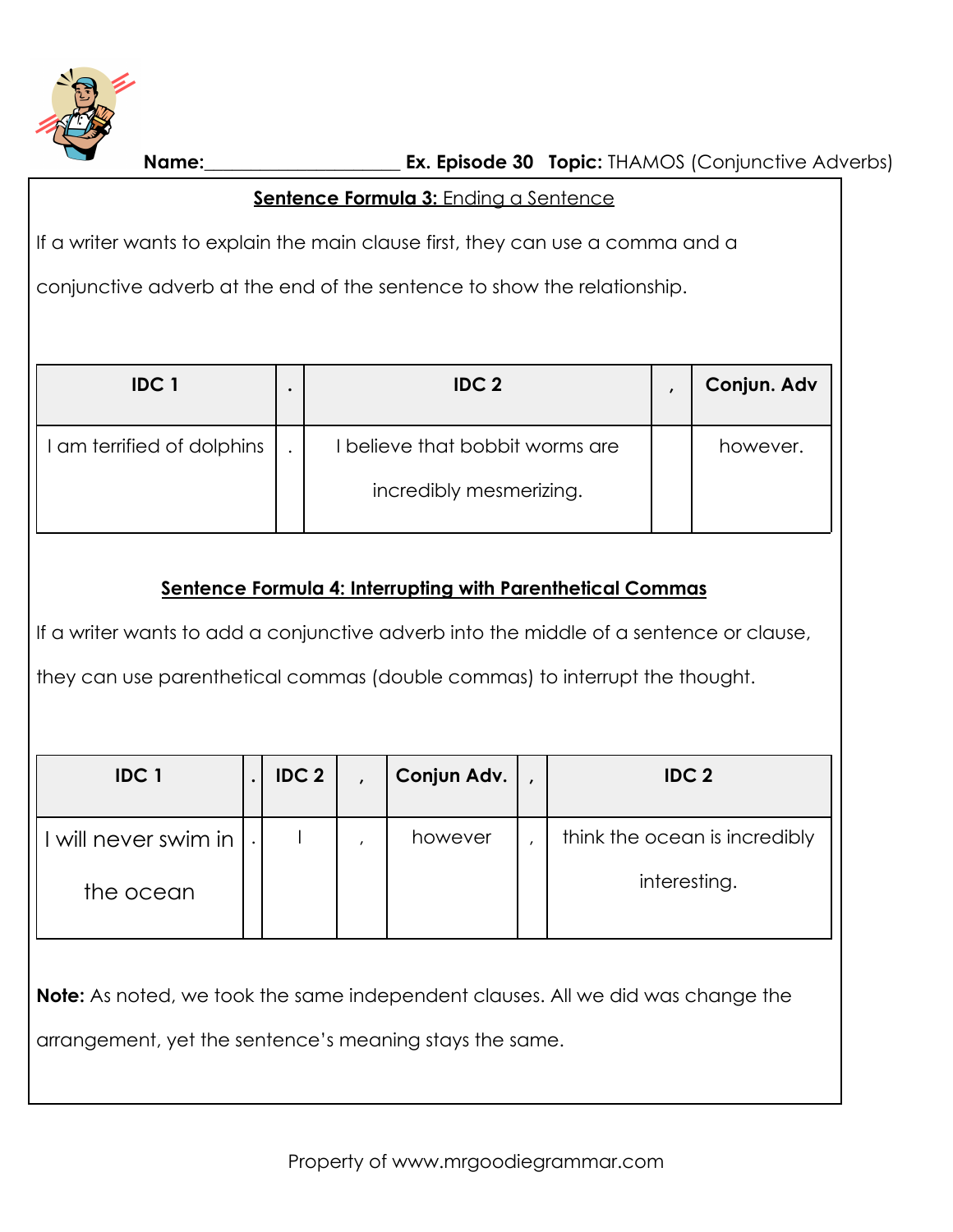**Name:**____________________ **Ex. Episode 30** **Topic:** THAMOS (Conjunctive Adverbs)

## <u>**Sentence Formula 3:** Ending a Sentence</u>

If a writer wants to explain the main clause first, they can use a comma and a conjunctive adverb at the end of the sentence to show the relationship.

| IDC 1 | . | IDC 2 | , | Conjun. Adv |
|---|---|---|---|---|
| I am terrified of dolphins | . | I believe that bobbit worms are incredibly mesmerizing. | | however. |

## <u>**Sentence Formula 4: Interrupting with Parenthetical Commas**</u>

If a writer wants to add a conjunctive adverb into the middle of a sentence or clause, they can use parenthetical commas (double commas) to interrupt the thought.

| IDC 1 | . | IDC 2 | , | Conjun Adv. | , | IDC 2 |
|---|---|---|---|---|---|---|
| I will never swim in the ocean | . | I | , | however | , | think the ocean is incredibly interesting. |

**Note:** As noted, we took the same independent clauses. All we did was change the arrangement, yet the sentence's meaning stays the same.

Property of www.mrgoodiegrammar.com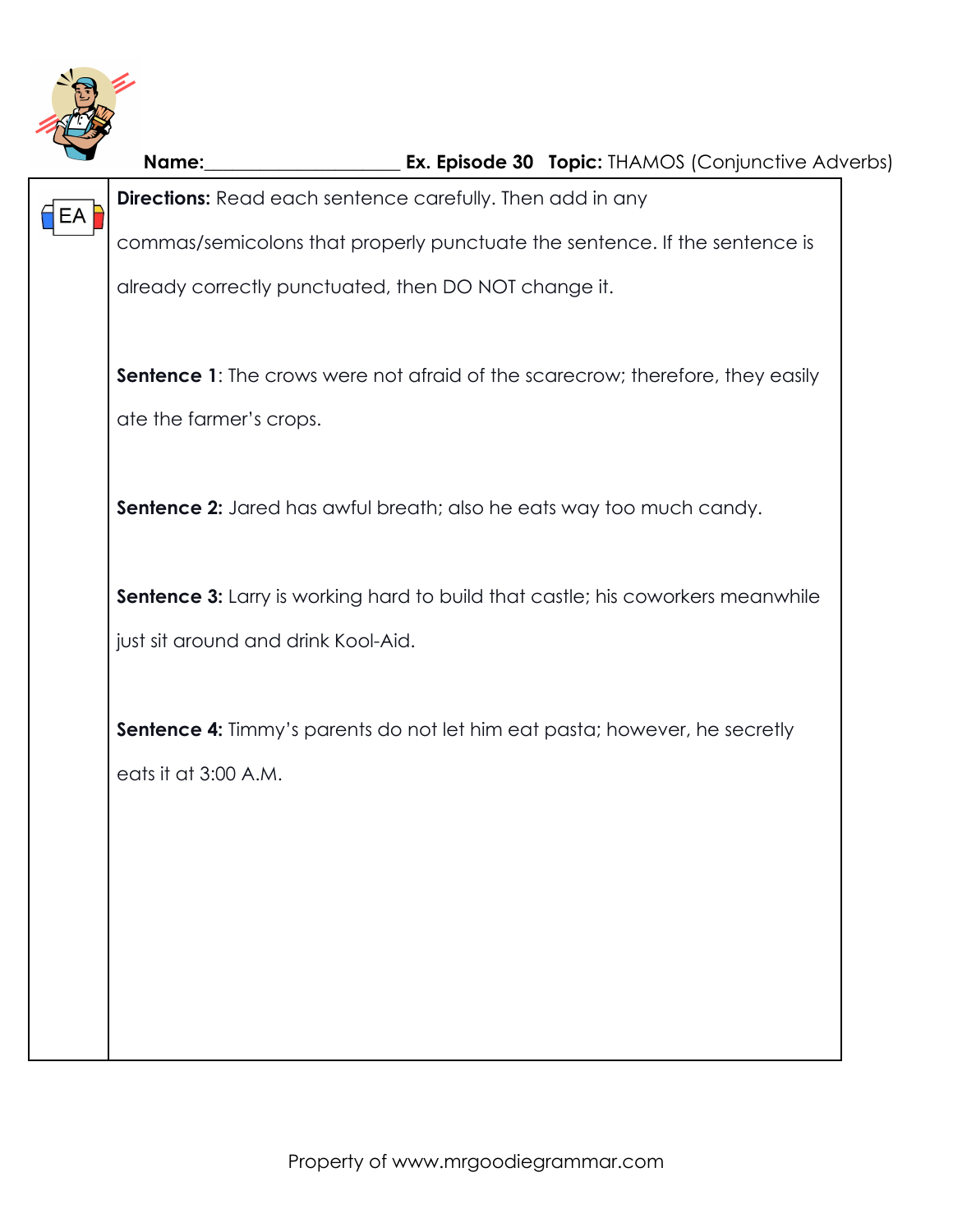**Name:**____________________ **Ex. Episode 30** **Topic:** THAMOS (Conjunctive Adverbs)

EA

**Directions:** Read each sentence carefully. Then add in any commas/semicolons that properly punctuate the sentence. If the sentence is already correctly punctuated, then DO NOT change it.

**Sentence 1**: The crows were not afraid of the scarecrow; therefore, they easily ate the farmer's crops.

**Sentence 2:** Jared has awful breath; also he eats way too much candy.

**Sentence 3:** Larry is working hard to build that castle; his coworkers meanwhile just sit around and drink Kool-Aid.

**Sentence 4:** Timmy's parents do not let him eat pasta; however, he secretly eats it at 3:00 A.M.

Property of www.mrgoodiegrammar.com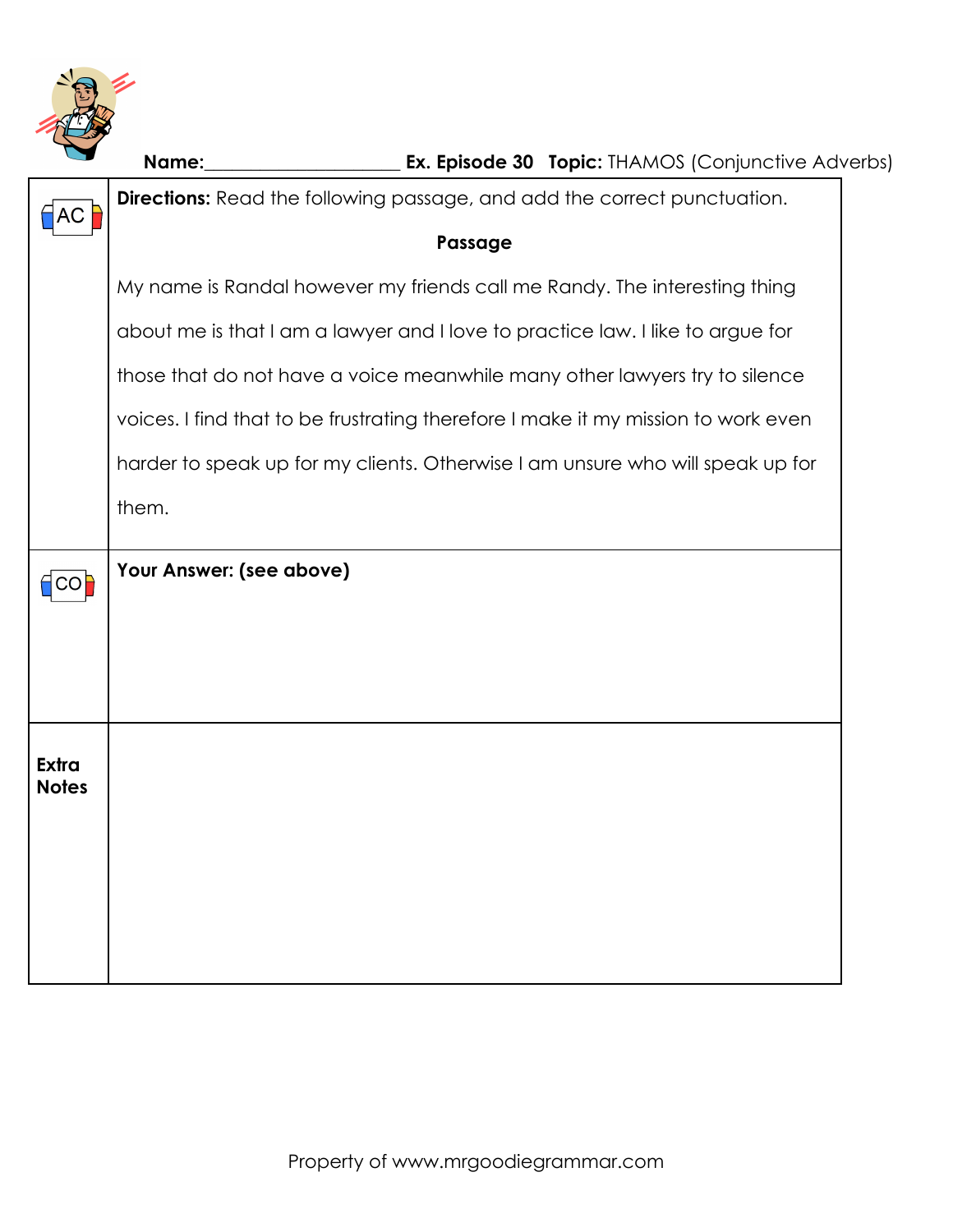**Name:**____________________ **Ex. Episode 30** **Topic:** THAMOS (Conjunctive Adverbs)

| | |
|---|---|
| AC | **Directions:** Read the following passage, and add the correct punctuation.<br><br>**Passage**<br><br>My name is Randal however my friends call me Randy. The interesting thing about me is that I am a lawyer and I love to practice law. I like to argue for those that do not have a voice meanwhile many other lawyers try to silence voices. I find that to be frustrating therefore I make it my mission to work even harder to speak up for my clients. Otherwise I am unsure who will speak up for them. |
| CO | **Your Answer: (see above)** |
| **Extra Notes** | |

Property of www.mrgoodiegrammar.com